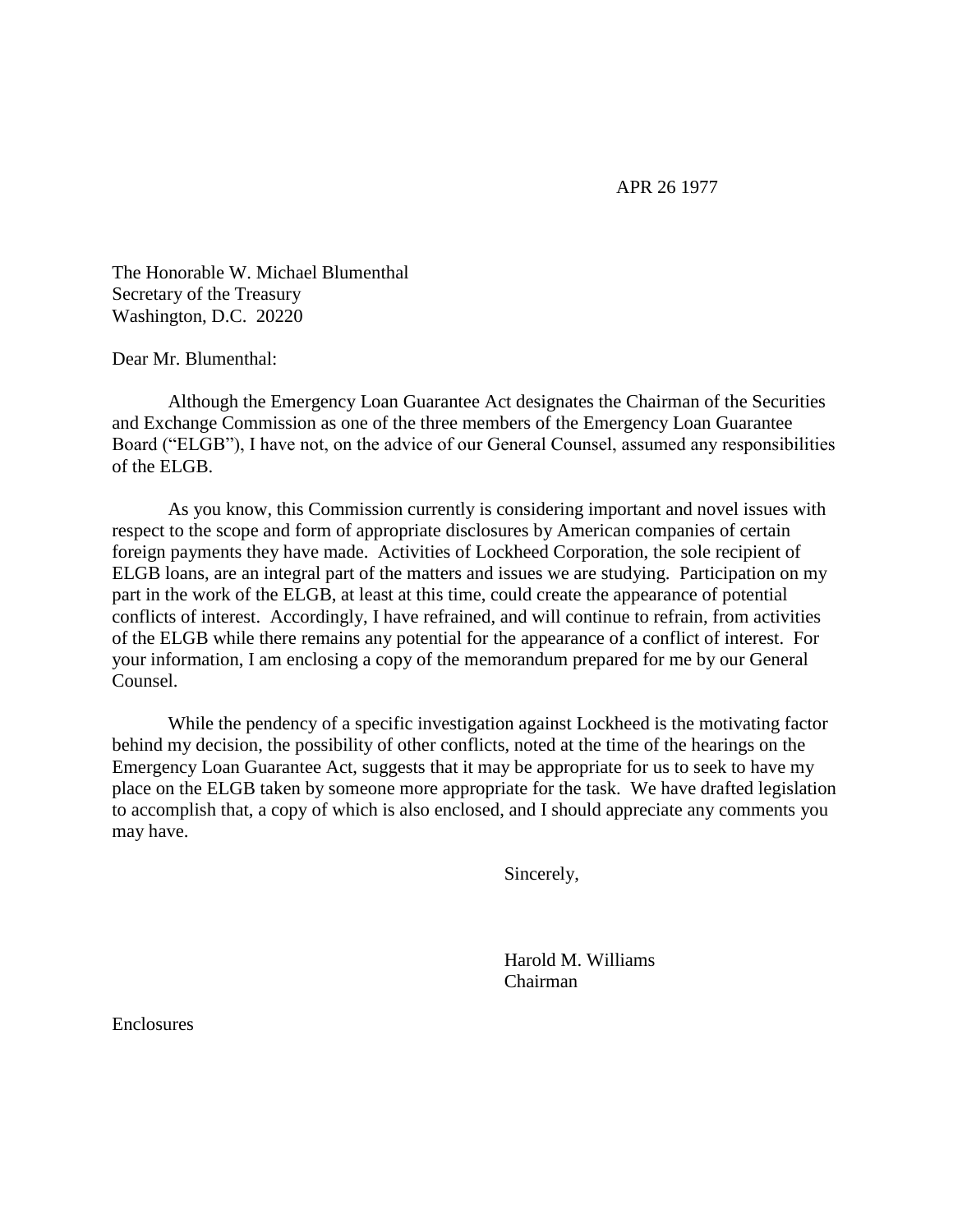APR 26 1977

The Honorable W. Michael Blumenthal
Secretary of the Treasury
Washington, D.C. 20220

Dear Mr. Blumenthal:

Although the Emergency Loan Guarantee Act designates the Chairman of the Securities and Exchange Commission as one of the three members of the Emergency Loan Guarantee Board ("ELGB"), I have not, on the advice of our General Counsel, assumed any responsibilities of the ELGB.

As you know, this Commission currently is considering important and novel issues with respect to the scope and form of appropriate disclosures by American companies of certain foreign payments they have made. Activities of Lockheed Corporation, the sole recipient of ELGB loans, are an integral part of the matters and issues we are studying. Participation on my part in the work of the ELGB, at least at this time, could create the appearance of potential conflicts of interest. Accordingly, I have refrained, and will continue to refrain, from activities of the ELGB while there remains any potential for the appearance of a conflict of interest. For your information, I am enclosing a copy of the memorandum prepared for me by our General Counsel.

While the pendency of a specific investigation against Lockheed is the motivating factor behind my decision, the possibility of other conflicts, noted at the time of the hearings on the Emergency Loan Guarantee Act, suggests that it may be appropriate for us to seek to have my place on the ELGB taken by someone more appropriate for the task. We have drafted legislation to accomplish that, a copy of which is also enclosed, and I should appreciate any comments you may have.

Sincerely,

Harold M. Williams
Chairman

Enclosures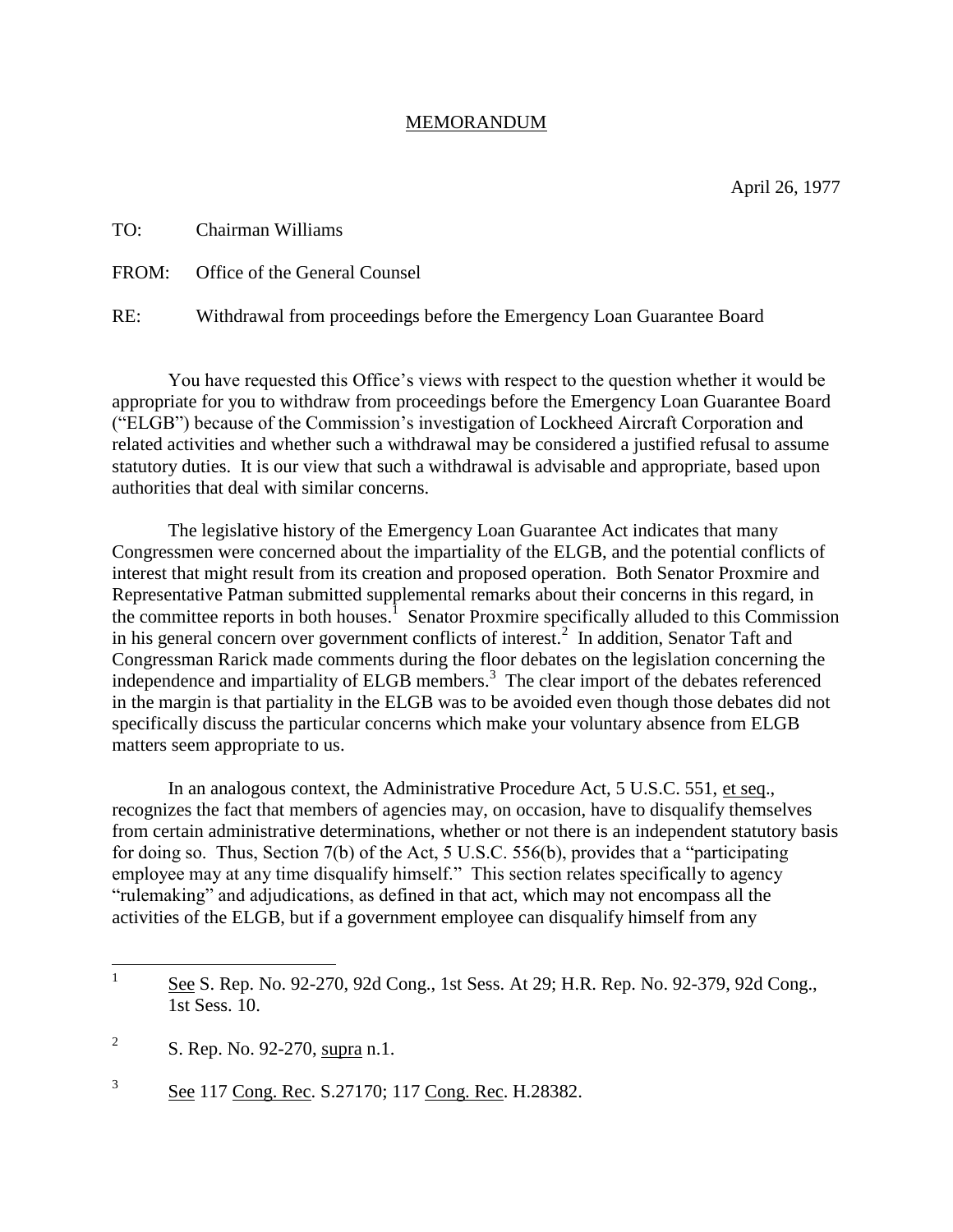# MEMORANDUM

April 26, 1977

TO: Chairman Williams

FROM: Office of the General Counsel

RE: Withdrawal from proceedings before the Emergency Loan Guarantee Board

You have requested this Office's views with respect to the question whether it would be appropriate for you to withdraw from proceedings before the Emergency Loan Guarantee Board ("ELGB") because of the Commission's investigation of Lockheed Aircraft Corporation and related activities and whether such a withdrawal may be considered a justified refusal to assume statutory duties. It is our view that such a withdrawal is advisable and appropriate, based upon authorities that deal with similar concerns.

The legislative history of the Emergency Loan Guarantee Act indicates that many Congressmen were concerned about the impartiality of the ELGB, and the potential conflicts of interest that might result from its creation and proposed operation. Both Senator Proxmire and Representative Patman submitted supplemental remarks about their concerns in this regard, in the committee reports in both houses.[1] Senator Proxmire specifically alluded to this Commission in his general concern over government conflicts of interest.[2] In addition, Senator Taft and Congressman Rarick made comments during the floor debates on the legislation concerning the independence and impartiality of ELGB members.[3] The clear import of the debates referenced in the margin is that partiality in the ELGB was to be avoided even though those debates did not specifically discuss the particular concerns which make your voluntary absence from ELGB matters seem appropriate to us.

In an analogous context, the Administrative Procedure Act, 5 U.S.C. 551, et seq., recognizes the fact that members of agencies may, on occasion, have to disqualify themselves from certain administrative determinations, whether or not there is an independent statutory basis for doing so. Thus, Section 7(b) of the Act, 5 U.S.C. 556(b), provides that a "participating employee may at any time disqualify himself." This section relates specifically to agency "rulemaking" and adjudications, as defined in that act, which may not encompass all the activities of the ELGB, but if a government employee can disqualify himself from any

---

[1] See S. Rep. No. 92-270, 92d Cong., 1st Sess. At 29; H.R. Rep. No. 92-379, 92d Cong., 1st Sess. 10.

[2] S. Rep. No. 92-270, supra n.1.

[3] See 117 Cong. Rec. S.27170; 117 Cong. Rec. H.28382.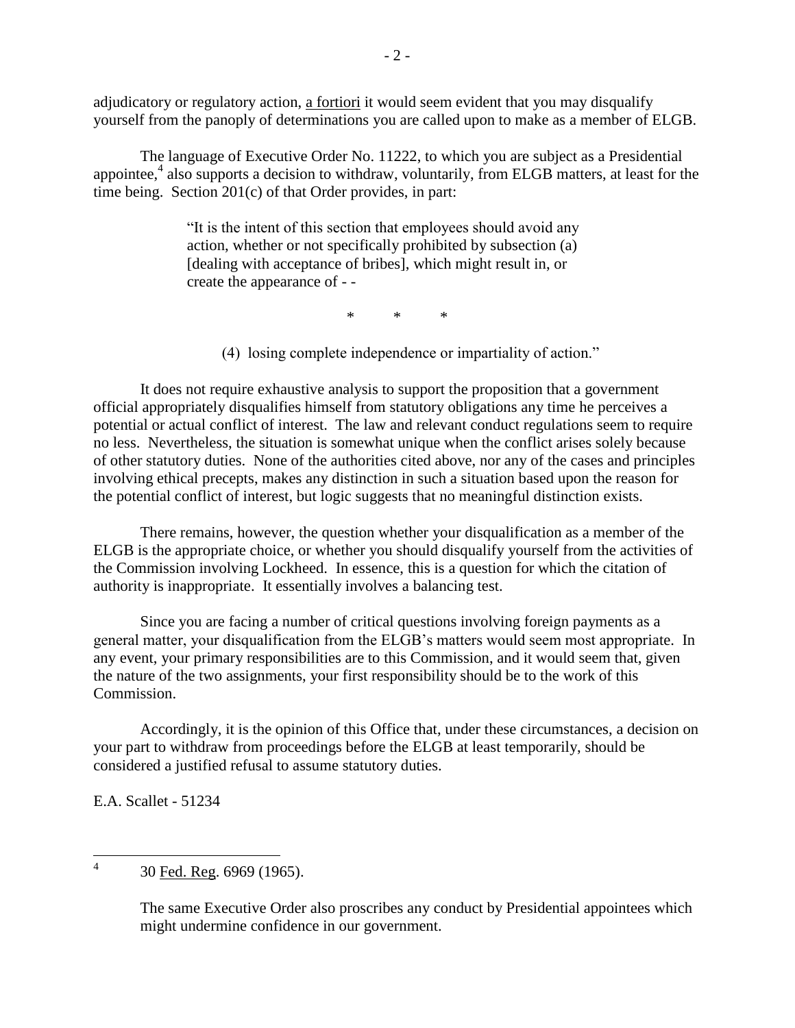adjudicatory or regulatory action, a fortiori it would seem evident that you may disqualify yourself from the panoply of determinations you are called upon to make as a member of ELGB.

The language of Executive Order No. 11222, to which you are subject as a Presidential appointee,[4] also supports a decision to withdraw, voluntarily, from ELGB matters, at least for the time being. Section 201(c) of that Order provides, in part:

> "It is the intent of this section that employees should avoid any action, whether or not specifically prohibited by subsection (a) [dealing with acceptance of bribes], which might result in, or create the appearance of - -
>
> \* \* \*
>
> (4) losing complete independence or impartiality of action."

It does not require exhaustive analysis to support the proposition that a government official appropriately disqualifies himself from statutory obligations any time he perceives a potential or actual conflict of interest. The law and relevant conduct regulations seem to require no less. Nevertheless, the situation is somewhat unique when the conflict arises solely because of other statutory duties. None of the authorities cited above, nor any of the cases and principles involving ethical precepts, makes any distinction in such a situation based upon the reason for the potential conflict of interest, but logic suggests that no meaningful distinction exists.

There remains, however, the question whether your disqualification as a member of the ELGB is the appropriate choice, or whether you should disqualify yourself from the activities of the Commission involving Lockheed. In essence, this is a question for which the citation of authority is inappropriate. It essentially involves a balancing test.

Since you are facing a number of critical questions involving foreign payments as a general matter, your disqualification from the ELGB's matters would seem most appropriate. In any event, your primary responsibilities are to this Commission, and it would seem that, given the nature of the two assignments, your first responsibility should be to the work of this Commission.

Accordingly, it is the opinion of this Office that, under these circumstances, a decision on your part to withdraw from proceedings before the ELGB at least temporarily, should be considered a justified refusal to assume statutory duties.

E.A. Scallet - 51234

---

[4] 30 Fed. Reg. 6969 (1965).

The same Executive Order also proscribes any conduct by Presidential appointees which might undermine confidence in our government.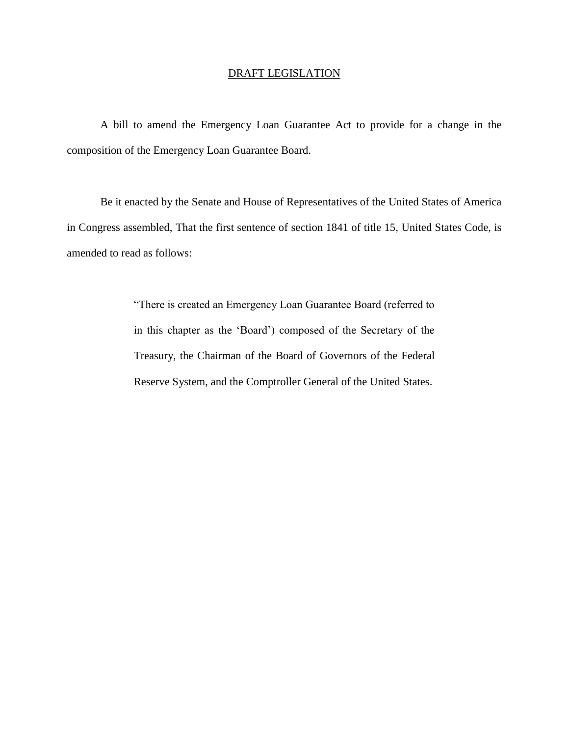<u>DRAFT LEGISLATION</u>

A bill to amend the Emergency Loan Guarantee Act to provide for a change in the composition of the Emergency Loan Guarantee Board.

Be it enacted by the Senate and House of Representatives of the United States of America in Congress assembled, That the first sentence of section 1841 of title 15, United States Code, is amended to read as follows:

> "There is created an Emergency Loan Guarantee Board (referred to in this chapter as the 'Board') composed of the Secretary of the Treasury, the Chairman of the Board of Governors of the Federal Reserve System, and the Comptroller General of the United States.